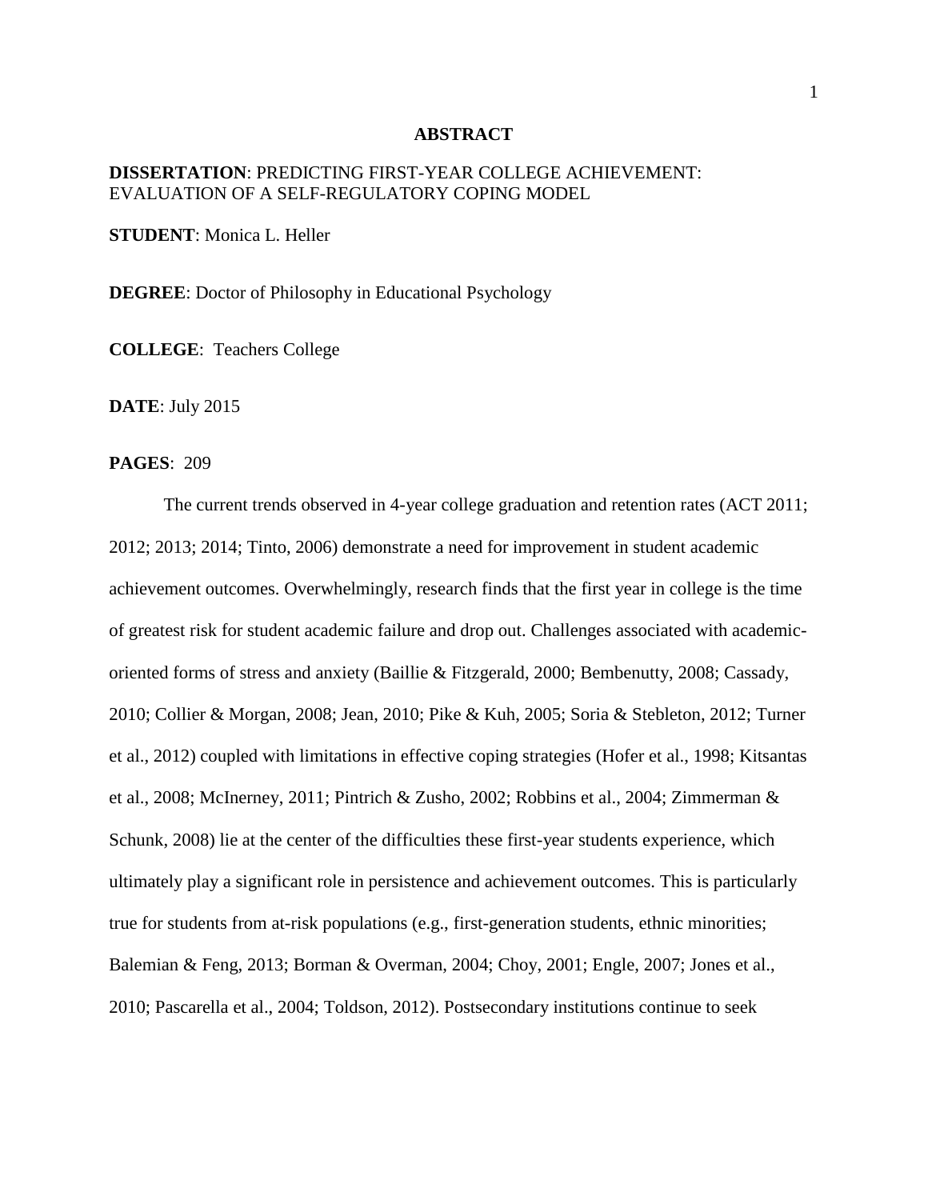# ABSTRACT

**DISSERTATION**: PREDICTING FIRST-YEAR COLLEGE ACHIEVEMENT: EVALUATION OF A SELF-REGULATORY COPING MODEL

**STUDENT**: Monica L. Heller

**DEGREE**: Doctor of Philosophy in Educational Psychology

**COLLEGE**: Teachers College

**DATE**: July 2015

**PAGES**: 209

The current trends observed in 4-year college graduation and retention rates (ACT 2011; 2012; 2013; 2014; Tinto, 2006) demonstrate a need for improvement in student academic achievement outcomes. Overwhelmingly, research finds that the first year in college is the time of greatest risk for student academic failure and drop out. Challenges associated with academic-oriented forms of stress and anxiety (Baillie & Fitzgerald, 2000; Bembenutty, 2008; Cassady, 2010; Collier & Morgan, 2008; Jean, 2010; Pike & Kuh, 2005; Soria & Stebleton, 2012; Turner et al., 2012) coupled with limitations in effective coping strategies (Hofer et al., 1998; Kitsantas et al., 2008; McInerney, 2011; Pintrich & Zusho, 2002; Robbins et al., 2004; Zimmerman & Schunk, 2008) lie at the center of the difficulties these first-year students experience, which ultimately play a significant role in persistence and achievement outcomes. This is particularly true for students from at-risk populations (e.g., first-generation students, ethnic minorities; Balemian & Feng, 2013; Borman & Overman, 2004; Choy, 2001; Engle, 2007; Jones et al., 2010; Pascarella et al., 2004; Toldson, 2012). Postsecondary institutions continue to seek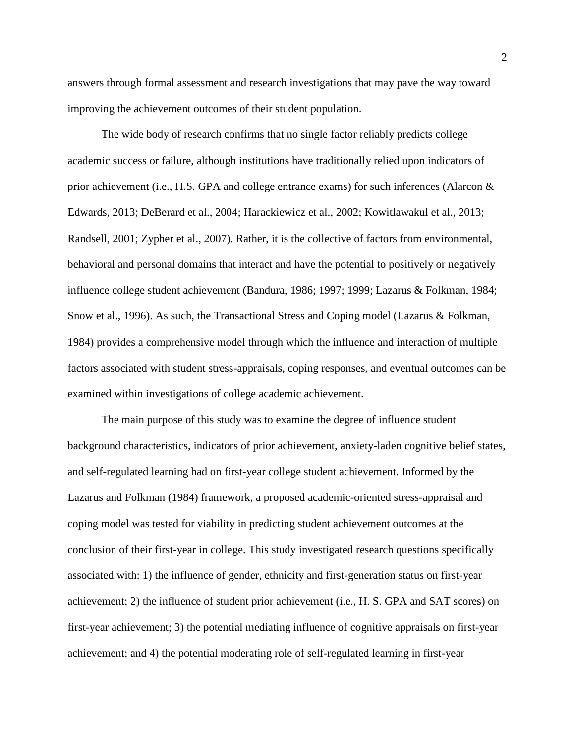answers through formal assessment and research investigations that may pave the way toward improving the achievement outcomes of their student population.

The wide body of research confirms that no single factor reliably predicts college academic success or failure, although institutions have traditionally relied upon indicators of prior achievement (i.e., H.S. GPA and college entrance exams) for such inferences (Alarcon & Edwards, 2013; DeBerard et al., 2004; Harackiewicz et al., 2002; Kowitlawakul et al., 2013; Randsell, 2001; Zypher et al., 2007). Rather, it is the collective of factors from environmental, behavioral and personal domains that interact and have the potential to positively or negatively influence college student achievement (Bandura, 1986; 1997; 1999; Lazarus & Folkman, 1984; Snow et al., 1996). As such, the Transactional Stress and Coping model (Lazarus & Folkman, 1984) provides a comprehensive model through which the influence and interaction of multiple factors associated with student stress-appraisals, coping responses, and eventual outcomes can be examined within investigations of college academic achievement.

The main purpose of this study was to examine the degree of influence student background characteristics, indicators of prior achievement, anxiety-laden cognitive belief states, and self-regulated learning had on first-year college student achievement. Informed by the Lazarus and Folkman (1984) framework, a proposed academic-oriented stress-appraisal and coping model was tested for viability in predicting student achievement outcomes at the conclusion of their first-year in college. This study investigated research questions specifically associated with: 1) the influence of gender, ethnicity and first-generation status on first-year achievement; 2) the influence of student prior achievement (i.e., H. S. GPA and SAT scores) on first-year achievement; 3) the potential mediating influence of cognitive appraisals on first-year achievement; and 4) the potential moderating role of self-regulated learning in first-year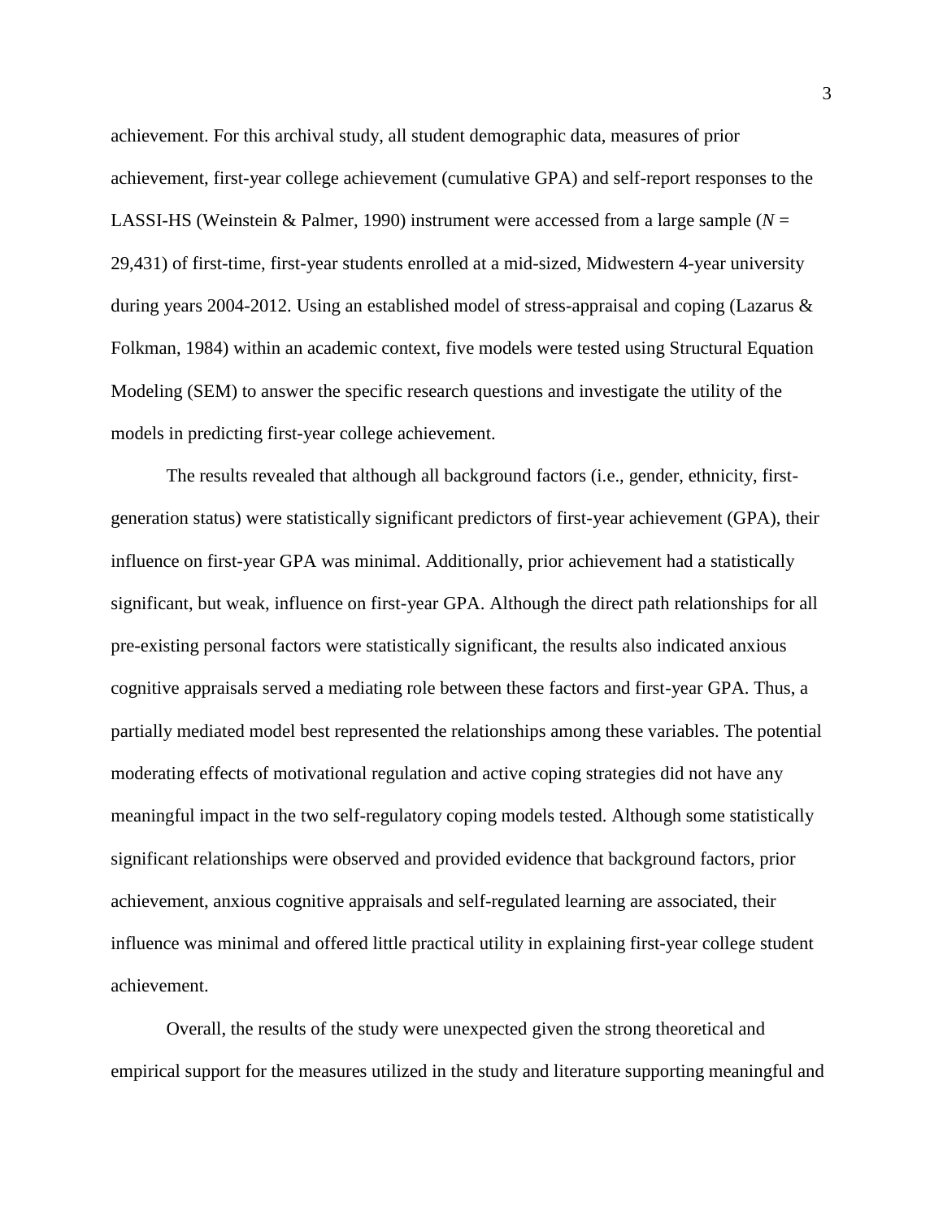achievement. For this archival study, all student demographic data, measures of prior achievement, first-year college achievement (cumulative GPA) and self-report responses to the LASSI-HS (Weinstein & Palmer, 1990) instrument were accessed from a large sample (*N* = 29,431) of first-time, first-year students enrolled at a mid-sized, Midwestern 4-year university during years 2004-2012. Using an established model of stress-appraisal and coping (Lazarus & Folkman, 1984) within an academic context, five models were tested using Structural Equation Modeling (SEM) to answer the specific research questions and investigate the utility of the models in predicting first-year college achievement.

The results revealed that although all background factors (i.e., gender, ethnicity, first-generation status) were statistically significant predictors of first-year achievement (GPA), their influence on first-year GPA was minimal. Additionally, prior achievement had a statistically significant, but weak, influence on first-year GPA. Although the direct path relationships for all pre-existing personal factors were statistically significant, the results also indicated anxious cognitive appraisals served a mediating role between these factors and first-year GPA. Thus, a partially mediated model best represented the relationships among these variables. The potential moderating effects of motivational regulation and active coping strategies did not have any meaningful impact in the two self-regulatory coping models tested. Although some statistically significant relationships were observed and provided evidence that background factors, prior achievement, anxious cognitive appraisals and self-regulated learning are associated, their influence was minimal and offered little practical utility in explaining first-year college student achievement.

Overall, the results of the study were unexpected given the strong theoretical and empirical support for the measures utilized in the study and literature supporting meaningful and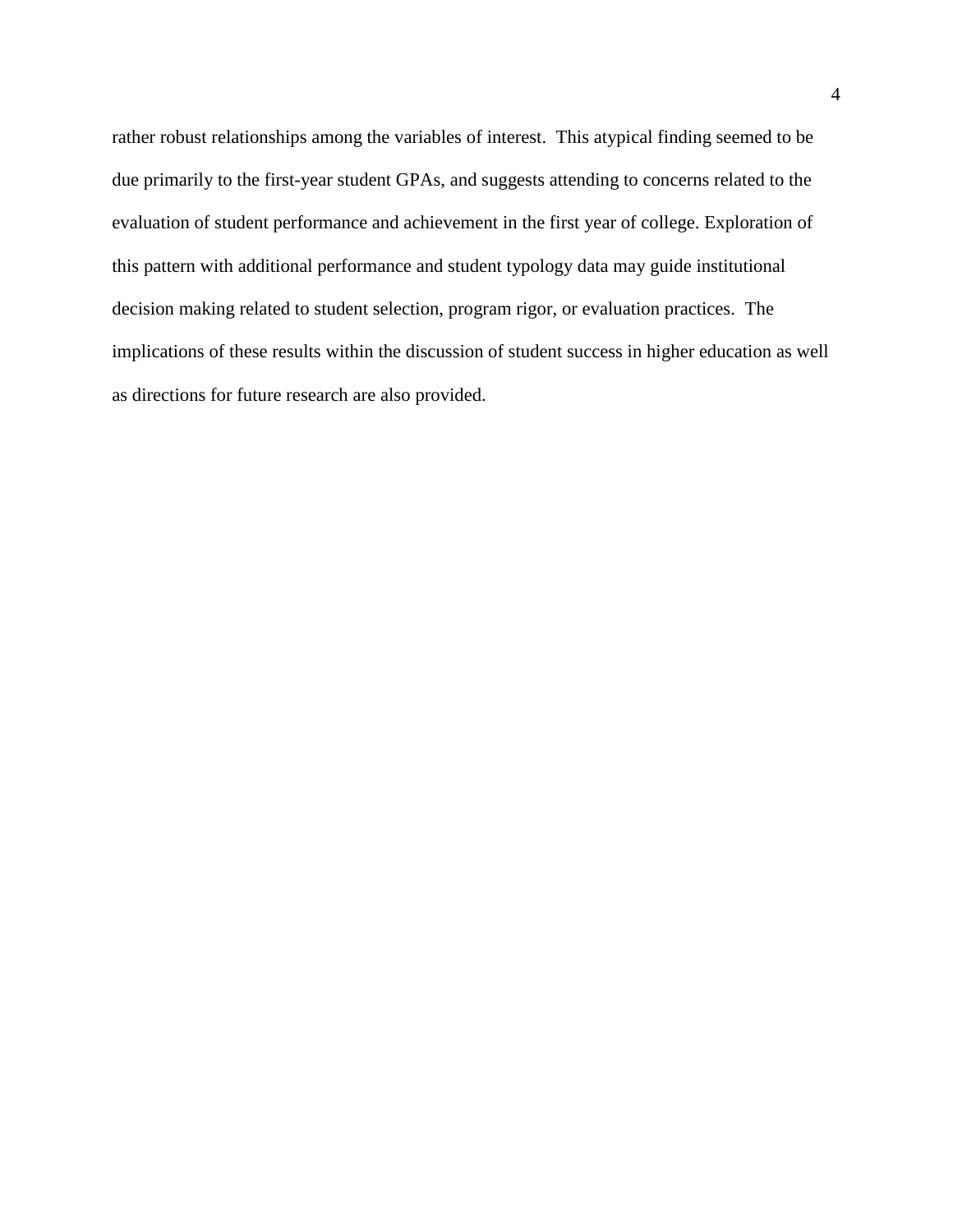rather robust relationships among the variables of interest. This atypical finding seemed to be due primarily to the first-year student GPAs, and suggests attending to concerns related to the evaluation of student performance and achievement in the first year of college. Exploration of this pattern with additional performance and student typology data may guide institutional decision making related to student selection, program rigor, or evaluation practices. The implications of these results within the discussion of student success in higher education as well as directions for future research are also provided.